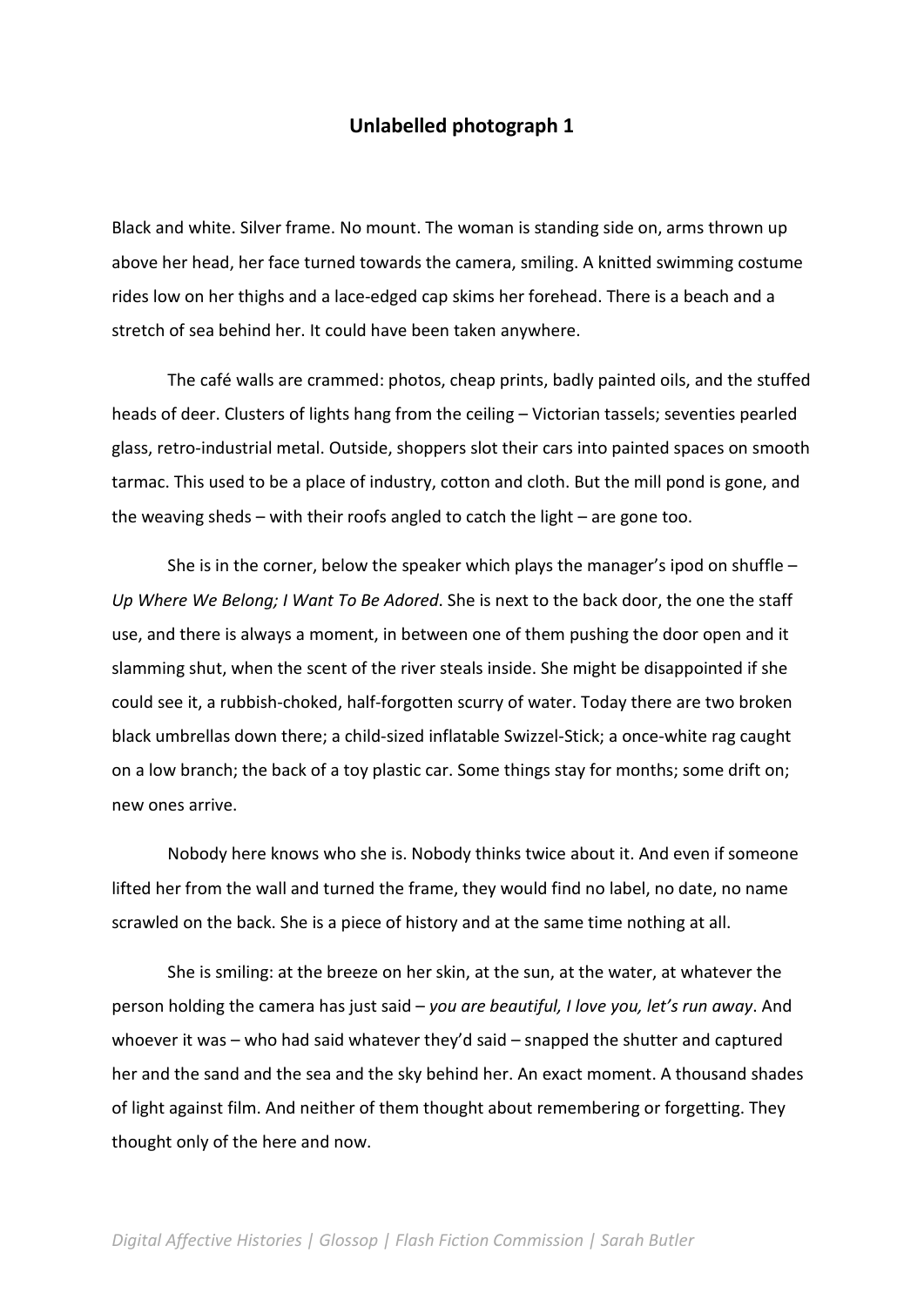## Unlabelled photograph 1

Black and white. Silver frame. No mount. The woman is standing side on, arms thrown up above her head, her face turned towards the camera, smiling. A knitted swimming costume rides low on her thighs and a lace-edged cap skims her forehead. There is a beach and a stretch of sea behind her. It could have been taken anywhere.

The café walls are crammed: photos, cheap prints, badly painted oils, and the stuffed heads of deer. Clusters of lights hang from the ceiling – Victorian tassels; seventies pearled glass, retro-industrial metal. Outside, shoppers slot their cars into painted spaces on smooth tarmac. This used to be a place of industry, cotton and cloth. But the mill pond is gone, and the weaving sheds – with their roofs angled to catch the light – are gone too.

She is in the corner, below the speaker which plays the manager's ipod on shuffle – *Up Where We Belong; I Want To Be Adored*. She is next to the back door, the one the staff use, and there is always a moment, in between one of them pushing the door open and it slamming shut, when the scent of the river steals inside. She might be disappointed if she could see it, a rubbish-choked, half-forgotten scurry of water. Today there are two broken black umbrellas down there; a child-sized inflatable Swizzel-Stick; a once-white rag caught on a low branch; the back of a toy plastic car. Some things stay for months; some drift on; new ones arrive.

Nobody here knows who she is. Nobody thinks twice about it. And even if someone lifted her from the wall and turned the frame, they would find no label, no date, no name scrawled on the back. She is a piece of history and at the same time nothing at all.

She is smiling: at the breeze on her skin, at the sun, at the water, at whatever the person holding the camera has just said – *you are beautiful, I love you, let's run away*. And whoever it was – who had said whatever they'd said – snapped the shutter and captured her and the sand and the sea and the sky behind her. An exact moment. A thousand shades of light against film. And neither of them thought about remembering or forgetting. They thought only of the here and now.

*Digital Affective Histories | Glossop | Flash Fiction Commission | Sarah Butler*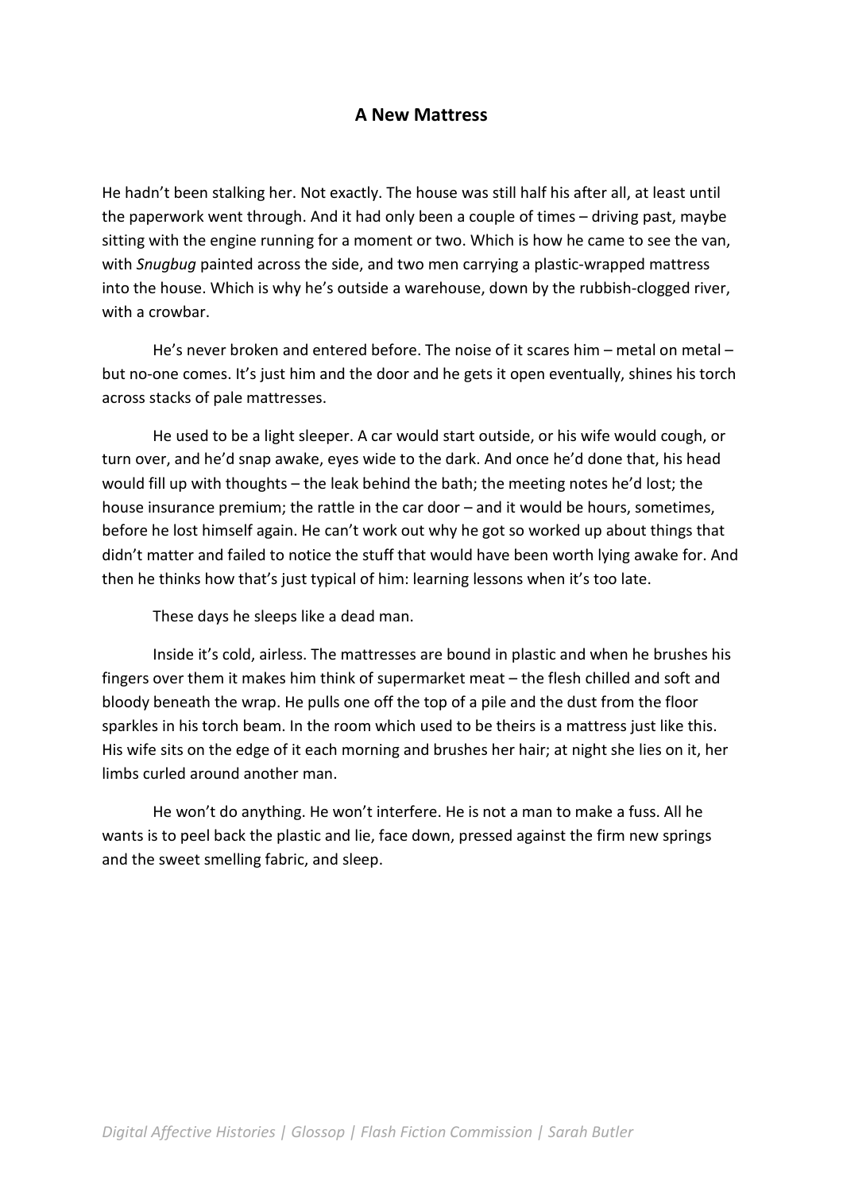## A New Mattress

He hadn't been stalking her. Not exactly. The house was still half his after all, at least until the paperwork went through. And it had only been a couple of times – driving past, maybe sitting with the engine running for a moment or two. Which is how he came to see the van, with *Snugbug* painted across the side, and two men carrying a plastic-wrapped mattress into the house. Which is why he's outside a warehouse, down by the rubbish-clogged river, with a crowbar.

He's never broken and entered before. The noise of it scares him – metal on metal – but no-one comes. It's just him and the door and he gets it open eventually, shines his torch across stacks of pale mattresses.

He used to be a light sleeper. A car would start outside, or his wife would cough, or turn over, and he'd snap awake, eyes wide to the dark. And once he'd done that, his head would fill up with thoughts – the leak behind the bath; the meeting notes he'd lost; the house insurance premium; the rattle in the car door – and it would be hours, sometimes, before he lost himself again. He can't work out why he got so worked up about things that didn't matter and failed to notice the stuff that would have been worth lying awake for. And then he thinks how that's just typical of him: learning lessons when it's too late.

These days he sleeps like a dead man.

Inside it's cold, airless. The mattresses are bound in plastic and when he brushes his fingers over them it makes him think of supermarket meat – the flesh chilled and soft and bloody beneath the wrap. He pulls one off the top of a pile and the dust from the floor sparkles in his torch beam. In the room which used to be theirs is a mattress just like this. His wife sits on the edge of it each morning and brushes her hair; at night she lies on it, her limbs curled around another man.

He won't do anything. He won't interfere. He is not a man to make a fuss. All he wants is to peel back the plastic and lie, face down, pressed against the firm new springs and the sweet smelling fabric, and sleep.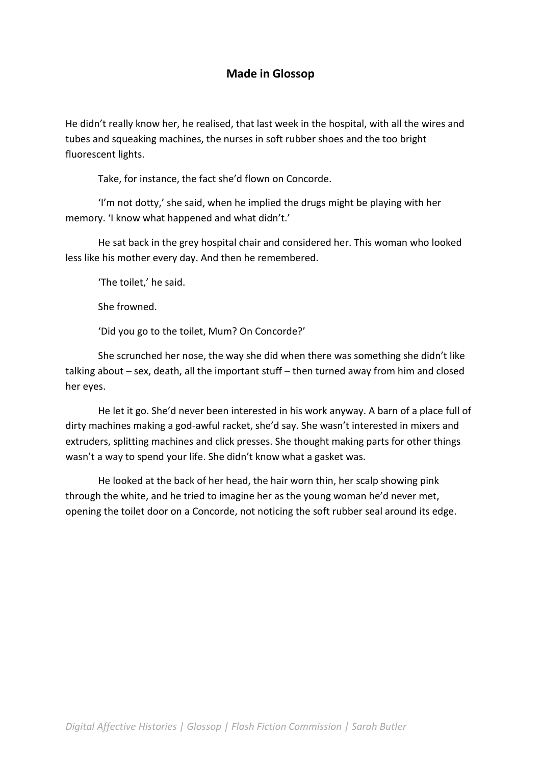## Made in Glossop

He didn't really know her, he realised, that last week in the hospital, with all the wires and tubes and squeaking machines, the nurses in soft rubber shoes and the too bright fluorescent lights.

Take, for instance, the fact she'd flown on Concorde.

'I'm not dotty,' she said, when he implied the drugs might be playing with her memory. 'I know what happened and what didn't.'

He sat back in the grey hospital chair and considered her. This woman who looked less like his mother every day. And then he remembered.

'The toilet,' he said.

She frowned.

'Did you go to the toilet, Mum? On Concorde?'

She scrunched her nose, the way she did when there was something she didn't like talking about – sex, death, all the important stuff – then turned away from him and closed her eyes.

He let it go. She'd never been interested in his work anyway. A barn of a place full of dirty machines making a god-awful racket, she'd say. She wasn't interested in mixers and extruders, splitting machines and click presses. She thought making parts for other things wasn't a way to spend your life. She didn't know what a gasket was.

He looked at the back of her head, the hair worn thin, her scalp showing pink through the white, and he tried to imagine her as the young woman he'd never met, opening the toilet door on a Concorde, not noticing the soft rubber seal around its edge.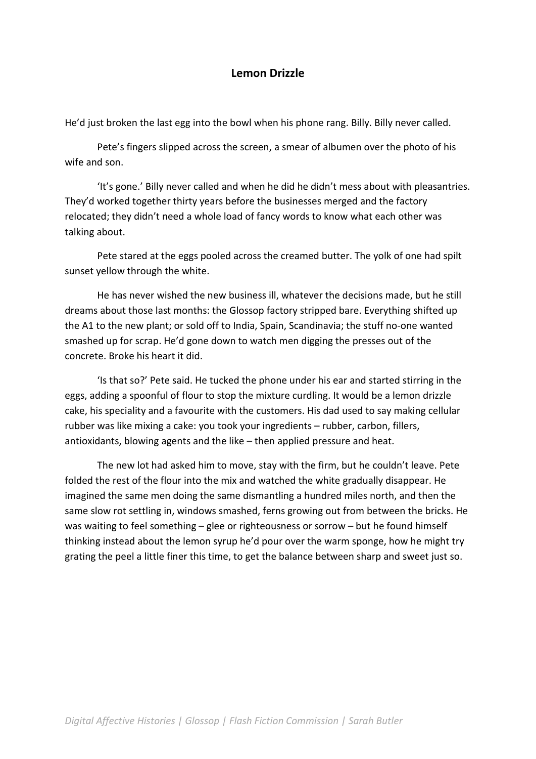# Lemon Drizzle

He'd just broken the last egg into the bowl when his phone rang. Billy. Billy never called.

Pete's fingers slipped across the screen, a smear of albumen over the photo of his wife and son.

'It's gone.' Billy never called and when he did he didn't mess about with pleasantries. They'd worked together thirty years before the businesses merged and the factory relocated; they didn't need a whole load of fancy words to know what each other was talking about.

Pete stared at the eggs pooled across the creamed butter. The yolk of one had spilt sunset yellow through the white.

He has never wished the new business ill, whatever the decisions made, but he still dreams about those last months: the Glossop factory stripped bare. Everything shifted up the A1 to the new plant; or sold off to India, Spain, Scandinavia; the stuff no-one wanted smashed up for scrap. He'd gone down to watch men digging the presses out of the concrete. Broke his heart it did.

'Is that so?' Pete said. He tucked the phone under his ear and started stirring in the eggs, adding a spoonful of flour to stop the mixture curdling. It would be a lemon drizzle cake, his speciality and a favourite with the customers. His dad used to say making cellular rubber was like mixing a cake: you took your ingredients – rubber, carbon, fillers, antioxidants, blowing agents and the like – then applied pressure and heat.

The new lot had asked him to move, stay with the firm, but he couldn't leave. Pete folded the rest of the flour into the mix and watched the white gradually disappear. He imagined the same men doing the same dismantling a hundred miles north, and then the same slow rot settling in, windows smashed, ferns growing out from between the bricks. He was waiting to feel something – glee or righteousness or sorrow – but he found himself thinking instead about the lemon syrup he'd pour over the warm sponge, how he might try grating the peel a little finer this time, to get the balance between sharp and sweet just so.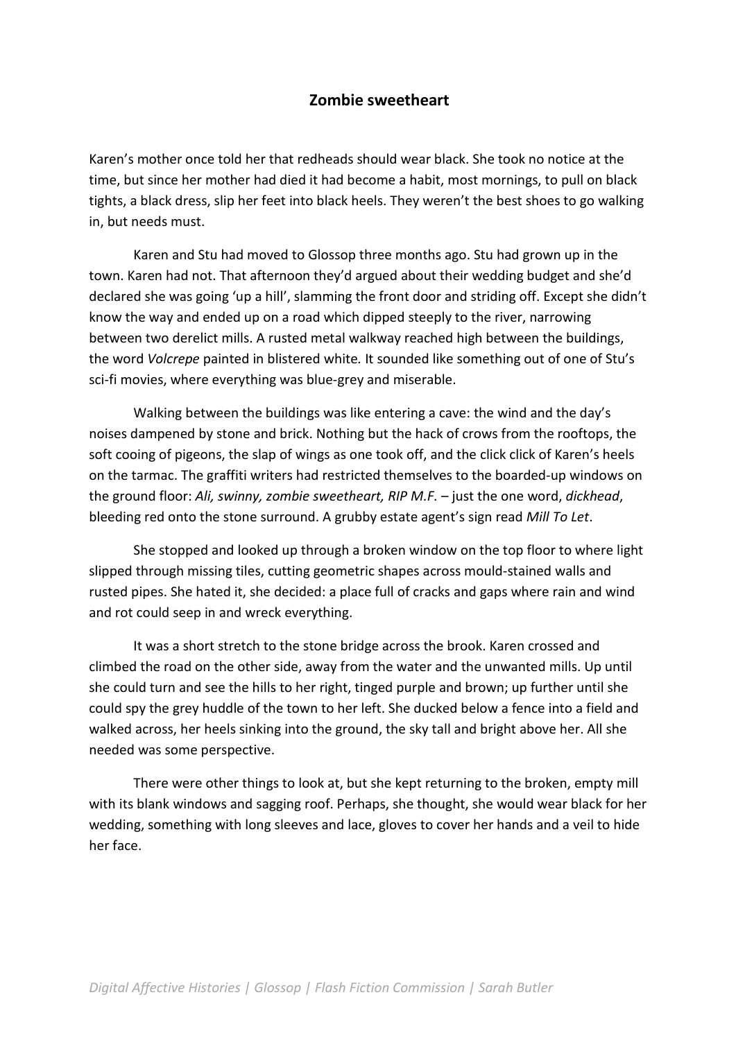## Zombie sweetheart

Karen's mother once told her that redheads should wear black. She took no notice at the time, but since her mother had died it had become a habit, most mornings, to pull on black tights, a black dress, slip her feet into black heels. They weren't the best shoes to go walking in, but needs must.

Karen and Stu had moved to Glossop three months ago. Stu had grown up in the town. Karen had not. That afternoon they'd argued about their wedding budget and she'd declared she was going 'up a hill', slamming the front door and striding off. Except she didn't know the way and ended up on a road which dipped steeply to the river, narrowing between two derelict mills. A rusted metal walkway reached high between the buildings, the word *Volcrepe* painted in blistered white. It sounded like something out of one of Stu's sci-fi movies, where everything was blue-grey and miserable.

Walking between the buildings was like entering a cave: the wind and the day's noises dampened by stone and brick. Nothing but the hack of crows from the rooftops, the soft cooing of pigeons, the slap of wings as one took off, and the click click of Karen's heels on the tarmac. The graffiti writers had restricted themselves to the boarded-up windows on the ground floor: *Ali, swinny, zombie sweetheart, RIP M.F.* – just the one word, *dickhead*, bleeding red onto the stone surround. A grubby estate agent's sign read *Mill To Let*.

She stopped and looked up through a broken window on the top floor to where light slipped through missing tiles, cutting geometric shapes across mould-stained walls and rusted pipes. She hated it, she decided: a place full of cracks and gaps where rain and wind and rot could seep in and wreck everything.

It was a short stretch to the stone bridge across the brook. Karen crossed and climbed the road on the other side, away from the water and the unwanted mills. Up until she could turn and see the hills to her right, tinged purple and brown; up further until she could spy the grey huddle of the town to her left. She ducked below a fence into a field and walked across, her heels sinking into the ground, the sky tall and bright above her. All she needed was some perspective.

There were other things to look at, but she kept returning to the broken, empty mill with its blank windows and sagging roof. Perhaps, she thought, she would wear black for her wedding, something with long sleeves and lace, gloves to cover her hands and a veil to hide her face.